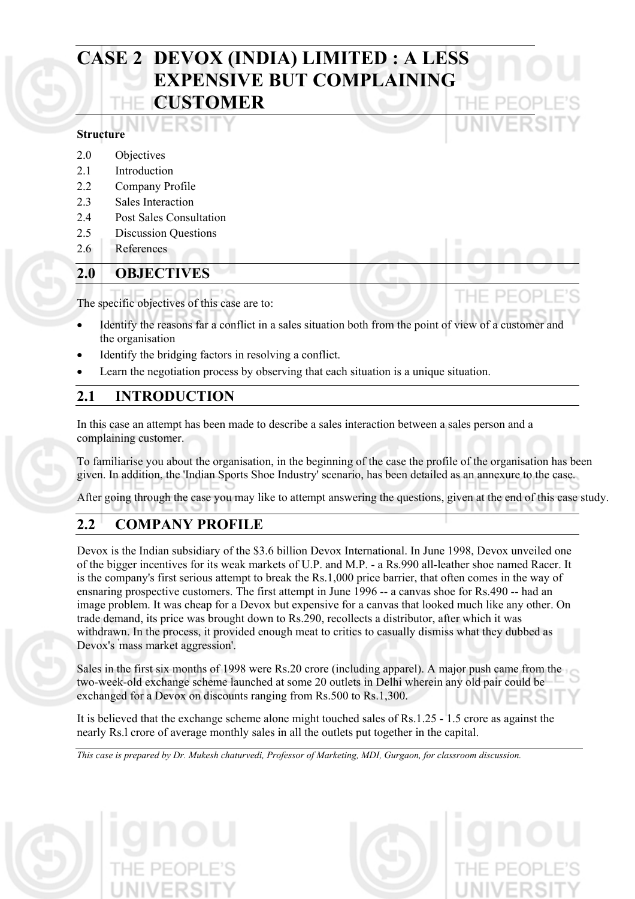# CASE 2 DEVOX (INDIA) LIMITED : A LESS EXPENSIVE BUT COMPLAINING CUSTOMER

**Structure**

- 2.0 Objectives
- 2.1 Introduction
- 2.2 Company Profile
- 2.3 Sales Interaction
- 2.4 Post Sales Consultation
- 2.5 Discussion Questions
- 2.6 References

## 2.0 OBJECTIVES

The specific objectives of this case are to:

- Identify the reasons far a conflict in a sales situation both from the point of view of a customer and the organisation
- Identify the bridging factors in resolving a conflict.
- Learn the negotiation process by observing that each situation is a unique situation.

## 2.1 INTRODUCTION

In this case an attempt has been made to describe a sales interaction between a sales person and a complaining customer.

To familiarise you about the organisation, in the beginning of the case the profile of the organisation has been given. In addition, the 'Indian Sports Shoe Industry' scenario, has been detailed as an annexure to the case.

After going through the case you may like to attempt answering the questions, given at the end of this case study.

## 2.2 COMPANY PROFILE

Devox is the Indian subsidiary of the $3.6 billion Devox International. In June 1998, Devox unveiled one of the bigger incentives for its weak markets of U.P. and M.P. - a Rs.990 all-leather shoe named Racer. It is the company's first serious attempt to break the Rs.1,000 price barrier, that often comes in the way of ensnaring prospective customers. The first attempt in June 1996 -- a canvas shoe for Rs.490 -- had an image problem. It was cheap for a Devox but expensive for a canvas that looked much like any other. On trade demand, its price was brought down to Rs.290, recollects a distributor, after which it was withdrawn. In the process, it provided enough meat to critics to casually dismiss what they dubbed as Devox's 'mass market aggression'.

Sales in the first six months of 1998 were Rs.20 crore (including apparel). A major push came from the two-week-old exchange scheme launched at some 20 outlets in Delhi wherein any old pair could be exchanged for a Devox on discounts ranging from Rs.500 to Rs.1,300.

It is believed that the exchange scheme alone might touched sales of Rs.1.25 - 1.5 crore as against the nearly Rs.l crore of average monthly sales in all the outlets put together in the capital.

*This case is prepared by Dr. Mukesh chaturvedi, Professor of Marketing, MDI, Gurgaon, for classroom discussion.*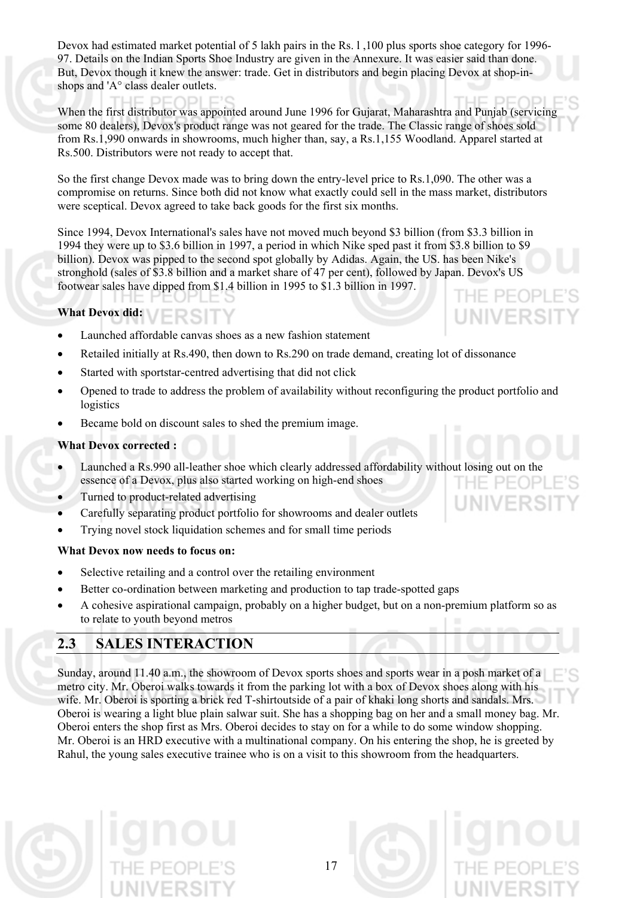Devox had estimated market potential of 5 lakh pairs in the Rs. l ,100 plus sports shoe category for 1996-97. Details on the Indian Sports Shoe Industry are given in the Annexure. It was easier said than done. But, Devox though it knew the answer: trade. Get in distributors and begin placing Devox at shop-in-shops and 'A° class dealer outlets.

When the first distributor was appointed around June 1996 for Gujarat, Maharashtra and Punjab (servicing some 80 dealers), Devox's product range was not geared for the trade. The Classic range of shoes sold from Rs.1,990 onwards in showrooms, much higher than, say, a Rs.1,155 Woodland. Apparel started at Rs.500. Distributors were not ready to accept that.

So the first change Devox made was to bring down the entry-level price to Rs.1,090. The other was a compromise on returns. Since both did not know what exactly could sell in the mass market, distributors were sceptical. Devox agreed to take back goods for the first six months.

Since 1994, Devox International's sales have not moved much beyond $3 billion (from $3.3 billion in 1994 they were up to $3.6 billion in 1997, a period in which Nike sped past it from $3.8 billion to $9 billion). Devox was pipped to the second spot globally by Adidas. Again, the US. has been Nike's stronghold (sales of $3.8 billion and a market share of 47 per cent), followed by Japan. Devox's US footwear sales have dipped from $1.4 billion in 1995 to $1.3 billion in 1997.

**What Devox did:**

- Launched affordable canvas shoes as a new fashion statement
- Retailed initially at Rs.490, then down to Rs.290 on trade demand, creating lot of dissonance
- Started with sportstar-centred advertising that did not click
- Opened to trade to address the problem of availability without reconfiguring the product portfolio and logistics
- Became bold on discount sales to shed the premium image.

**What Devox corrected :**

- Launched a Rs.990 all-leather shoe which clearly addressed affordability without losing out on the essence of a Devox, plus also started working on high-end shoes
- Turned to product-related advertising
- Carefully separating product portfolio for showrooms and dealer outlets
- Trying novel stock liquidation schemes and for small time periods

**What Devox now needs to focus on:**

- Selective retailing and a control over the retailing environment
- Better co-ordination between marketing and production to tap trade-spotted gaps
- A cohesive aspirational campaign, probably on a higher budget, but on a non-premium platform so as to relate to youth beyond metros

## 2.3 SALES INTERACTION

Sunday, around 11.40 a.m., the showroom of Devox sports shoes and sports wear in a posh market of a metro city. Mr. Oberoi walks towards it from the parking lot with a box of Devox shoes along with his wife. Mr. Oberoi is sporting a brick red T-shirtoutside of a pair of khaki long shorts and sandals. Mrs. Oberoi is wearing a light blue plain salwar suit. She has a shopping bag on her and a small money bag. Mr. Oberoi enters the shop first as Mrs. Oberoi decides to stay on for a while to do some window shopping. Mr. Oberoi is an HRD executive with a multinational company. On his entering the shop, he is greeted by Rahul, the young sales executive trainee who is on a visit to this showroom from the headquarters.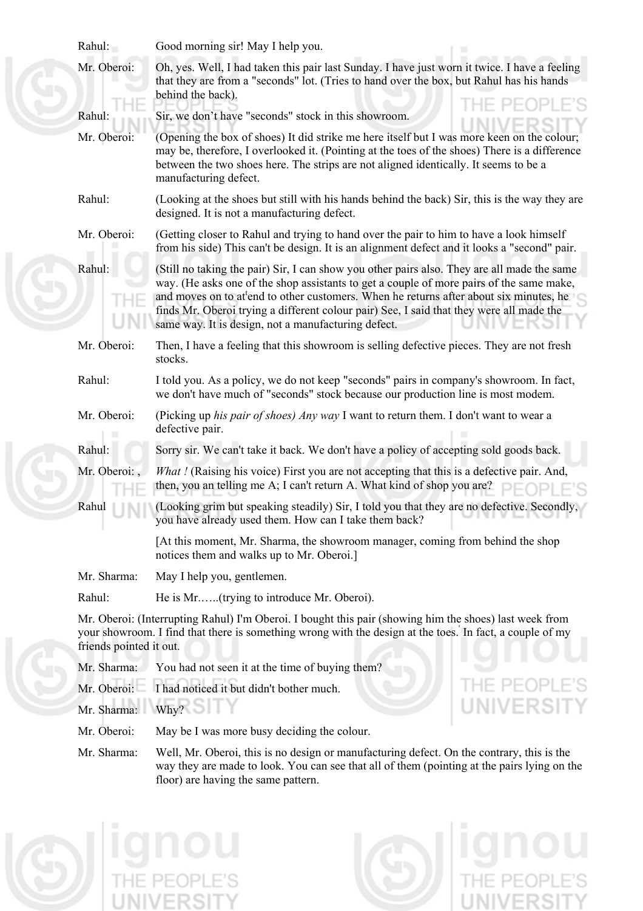Rahul: Good morning sir! May I help you.

Mr. Oberoi: Oh, yes. Well, I had taken this pair last Sunday. I have just worn it twice. I have a feeling that they are from a "seconds" lot. (Tries to hand over the box, but Rahul has his hands behind the back).

Rahul: Sir, we don't have "seconds" stock in this showroom.

Mr. Oberoi: (Opening the box of shoes) It did strike me here itself but I was more keen on the colour; may be, therefore, I overlooked it. (Pointing at the toes of the shoes) There is a difference between the two shoes here. The strips are not aligned identically. It seems to be a manufacturing defect.

Rahul: (Looking at the shoes but still with his hands behind the back) Sir, this is the way they are designed. It is not a manufacturing defect.

Mr. Oberoi: (Getting closer to Rahul and trying to hand over the pair to him to have a look himself from his side) This can't be design. It is an alignment defect and it looks a "second" pair.

Rahul: (Still no taking the pair) Sir, I can show you other pairs also. They are all made the same way. (He asks one of the shop assistants to get a couple of more pairs of the same make, and moves on to at'end to other customers. When he returns after about six minutes, he finds Mr. Oberoi trying a different colour pair) See, I said that they were all made the same way. It is design, not a manufacturing defect.

Mr. Oberoi: Then, I have a feeling that this showroom is selling defective pieces. They are not fresh stocks.

Rahul: I told you. As a policy, we do not keep "seconds" pairs in company's showroom. In fact, we don't have much of "seconds" stock because our production line is most modem.

Mr. Oberoi: (Picking up *his pair of shoes) Any way* I want to return them. I don't want to wear a defective pair.

Rahul: Sorry sir. We can't take it back. We don't have a policy of accepting sold goods back.

Mr. Oberoi: , *What !* (Raising his voice) First you are not accepting that this is a defective pair. And, then, you an telling me A; I can't return A. What kind of shop you are?

Rahul (Looking grim but speaking steadily) Sir, I told you that they are no defective. Secondly, you have already used them. How can I take them back?

[At this moment, Mr. Sharma, the showroom manager, coming from behind the shop notices them and walks up to Mr. Oberoi.]

Mr. Sharma: May I help you, gentlemen.

Rahul: He is Mr.…..(trying to introduce Mr. Oberoi).

Mr. Oberoi: (Interrupting Rahul) I'm Oberoi. I bought this pair (showing him the shoes) last week from your showroom. I find that there is something wrong with the design at the toes. In fact, a couple of my friends pointed it out.

Mr. Sharma: You had not seen it at the time of buying them?

Mr. Oberoi: I had noticed it but didn't bother much.

Mr. Sharma: Why?

Mr. Oberoi: May be I was more busy deciding the colour.

Mr. Sharma: Well, Mr. Oberoi, this is no design or manufacturing defect. On the contrary, this is the way they are made to look. You can see that all of them (pointing at the pairs lying on the floor) are having the same pattern.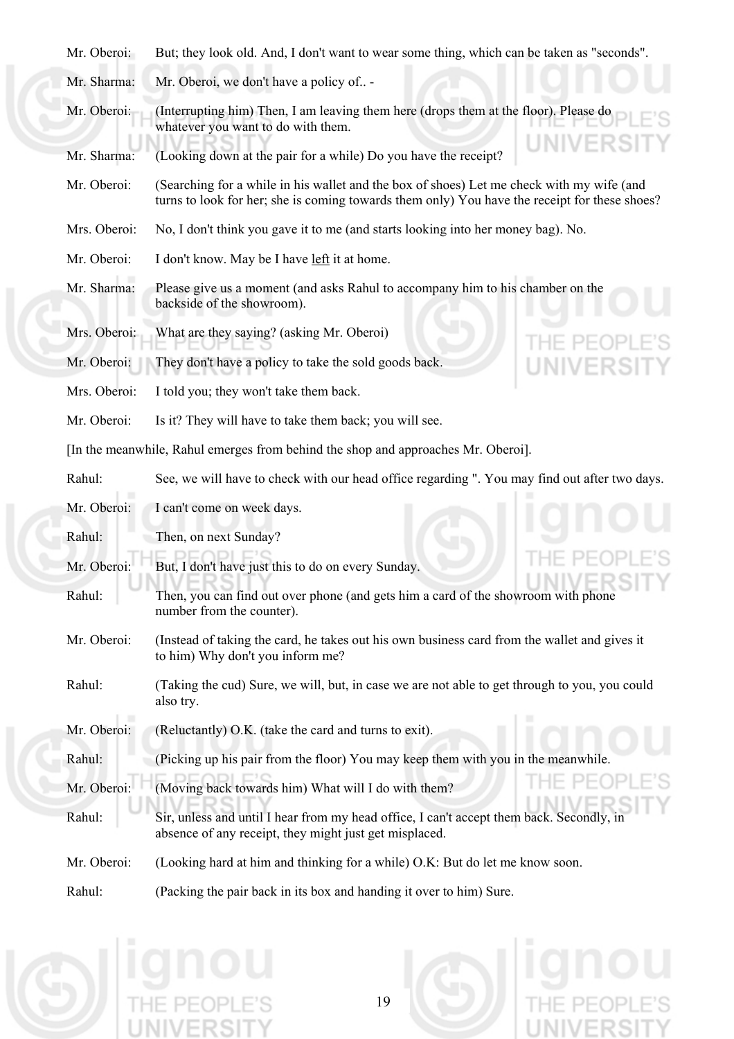Mr. Oberoi: But; they look old. And, I don't want to wear some thing, which can be taken as "seconds".

Mr. Sharma: Mr. Oberoi, we don't have a policy of.. -

Mr. Oberoi: (Interrupting him) Then, I am leaving them here (drops them at the floor). Please do whatever you want to do with them.

Mr. Sharma: (Looking down at the pair for a while) Do you have the receipt?

Mr. Oberoi: (Searching for a while in his wallet and the box of shoes) Let me check with my wife (and turns to look for her; she is coming towards them only) You have the receipt for these shoes?

Mrs. Oberoi: No, I don't think you gave it to me (and starts looking into her money bag). No.

Mr. Oberoi: I don't know. May be I have <u>left</u> it at home.

Mr. Sharma: Please give us a moment (and asks Rahul to accompany him to his chamber on the backside of the showroom).

Mrs. Oberoi: What are they saying? (asking Mr. Oberoi)

Mr. Oberoi: They don't have a policy to take the sold goods back.

Mrs. Oberoi: I told you; they won't take them back.

Mr. Oberoi: Is it? They will have to take them back; you will see.

[In the meanwhile, Rahul emerges from behind the shop and approaches Mr. Oberoi].

Rahul: See, we will have to check with our head office regarding ". You may find out after two days.

Mr. Oberoi: I can't come on week days.

Rahul: Then, on next Sunday?

Mr. Oberoi: But, I don't have just this to do on every Sunday.

Rahul: Then, you can find out over phone (and gets him a card of the showroom with phone number from the counter).

Mr. Oberoi: (Instead of taking the card, he takes out his own business card from the wallet and gives it to him) Why don't you inform me?

Rahul: (Taking the cud) Sure, we will, but, in case we are not able to get through to you, you could also try.

Mr. Oberoi: (Reluctantly) O.K. (take the card and turns to exit).

Rahul: (Picking up his pair from the floor) You may keep them with you in the meanwhile.

Mr. Oberoi: (Moving back towards him) What will I do with them?

Rahul: Sir, unless and until I hear from my head office, I can't accept them back. Secondly, in absence of any receipt, they might just get misplaced.

Mr. Oberoi: (Looking hard at him and thinking for a while) O.K: But do let me know soon.

Rahul: (Packing the pair back in its box and handing it over to him) Sure.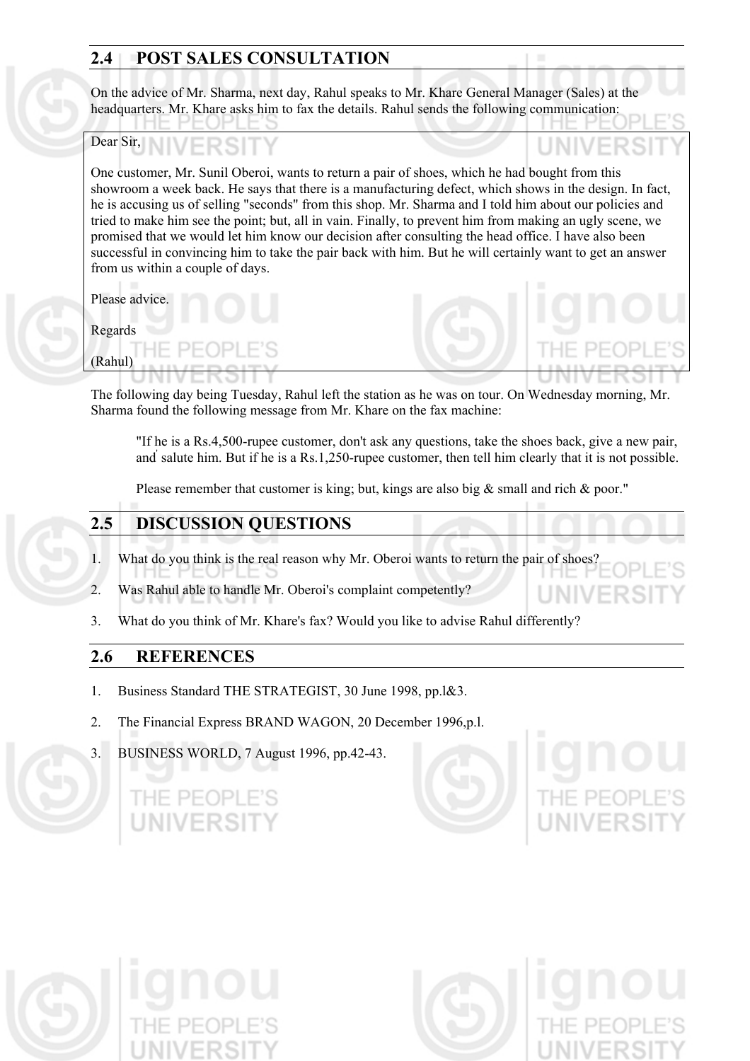## 2.4 POST SALES CONSULTATION

On the advice of Mr. Sharma, next day, Rahul speaks to Mr. Khare General Manager (Sales) at the headquarters. Mr. Khare asks him to fax the details. Rahul sends the following communication:

> Dear Sir,
>
> One customer, Mr. Sunil Oberoi, wants to return a pair of shoes, which he had bought from this showroom a week back. He says that there is a manufacturing defect, which shows in the design. In fact, he is accusing us of selling "seconds" from this shop. Mr. Sharma and I told him about our policies and tried to make him see the point; but, all in vain. Finally, to prevent him from making an ugly scene, we promised that we would let him know our decision after consulting the head office. I have also been successful in convincing him to take the pair back with him. But he will certainly want to get an answer from us within a couple of days.
>
> Please advice.
>
> Regards
>
> (Rahul)

The following day being Tuesday, Rahul left the station as he was on tour. On Wednesday morning, Mr. Sharma found the following message from Mr. Khare on the fax machine:

> "If he is a Rs.4,500-rupee customer, don't ask any questions, take the shoes back, give a new pair, and salute him. But if he is a Rs.1,250-rupee customer, then tell him clearly that it is not possible.
>
> Please remember that customer is king; but, kings are also big & small and rich & poor."

## 2.5 DISCUSSION QUESTIONS

1. What do you think is the real reason why Mr. Oberoi wants to return the pair of shoes?
2. Was Rahul able to handle Mr. Oberoi's complaint competently?
3. What do you think of Mr. Khare's fax? Would you like to advise Rahul differently?

## 2.6 REFERENCES

1. Business Standard THE STRATEGIST, 30 June 1998, pp.l&3.
2. The Financial Express BRAND WAGON, 20 December 1996,p.l.
3. BUSINESS WORLD, 7 August 1996, pp.42-43.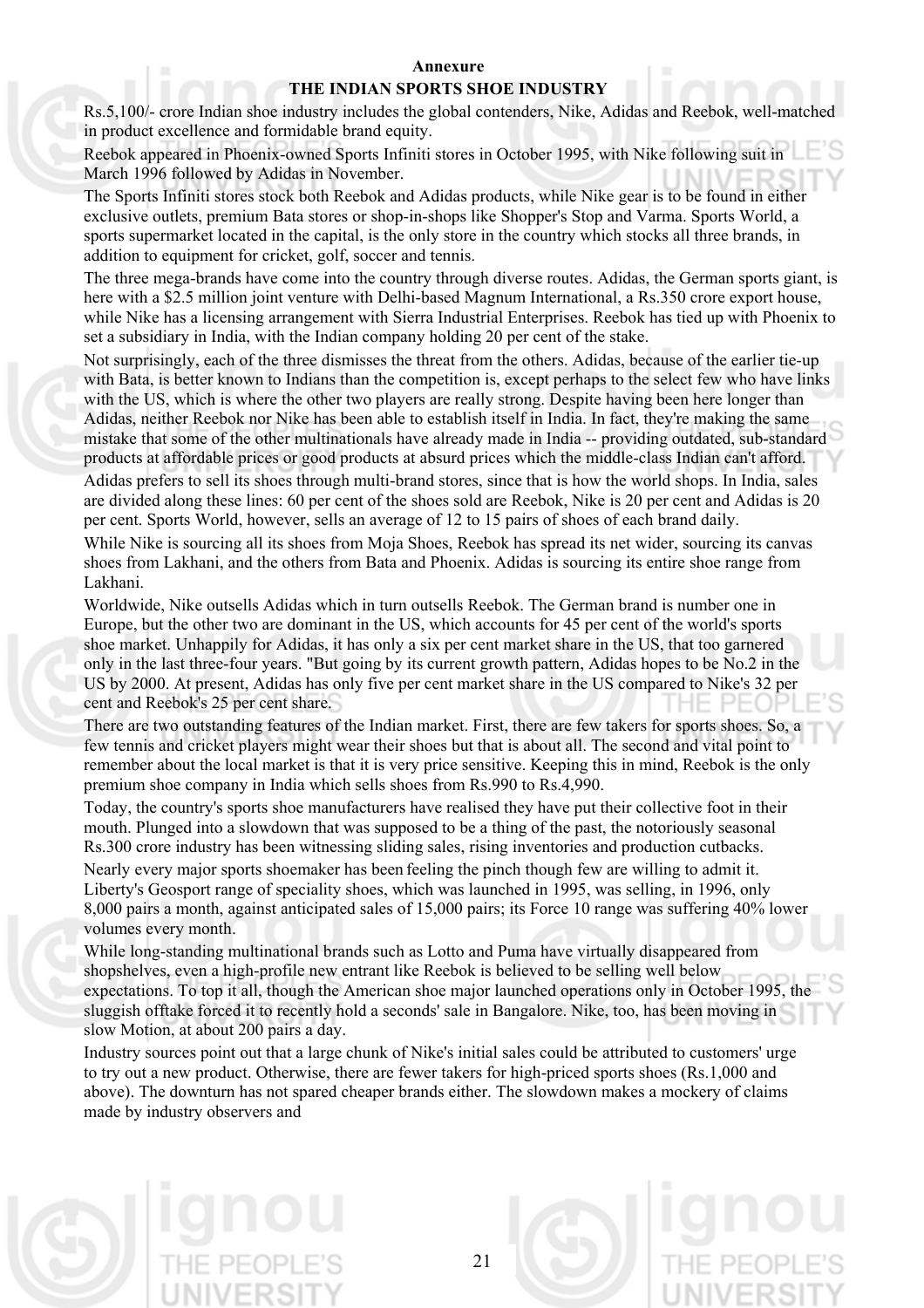**Annexure**

**THE INDIAN SPORTS SHOE INDUSTRY**

Rs.5,100/- crore Indian shoe industry includes the global contenders, Nike, Adidas and Reebok, well-matched in product excellence and formidable brand equity.

Reebok appeared in Phoenix-owned Sports Infiniti stores in October 1995, with Nike following suit in March 1996 followed by Adidas in November.

The Sports Infiniti stores stock both Reebok and Adidas products, while Nike gear is to be found in either exclusive outlets, premium Bata stores or shop-in-shops like Shopper's Stop and Varma. Sports World, a sports supermarket located in the capital, is the only store in the country which stocks all three brands, in addition to equipment for cricket, golf, soccer and tennis.

The three mega-brands have come into the country through diverse routes. Adidas, the German sports giant, is here with a $2.5 million joint venture with Delhi-based Magnum International, a Rs.350 crore export house, while Nike has a licensing arrangement with Sierra Industrial Enterprises. Reebok has tied up with Phoenix to set a subsidiary in India, with the Indian company holding 20 per cent of the stake.

Not surprisingly, each of the three dismisses the threat from the others. Adidas, because of the earlier tie-up with Bata, is better known to Indians than the competition is, except perhaps to the select few who have links with the US, which is where the other two players are really strong. Despite having been here longer than Adidas, neither Reebok nor Nike has been able to establish itself in India. In fact, they're making the same mistake that some of the other multinationals have already made in India -- providing outdated, sub-standard products at affordable prices or good products at absurd prices which the middle-class Indian can't afford.

Adidas prefers to sell its shoes through multi-brand stores, since that is how the world shops. In India, sales are divided along these lines: 60 per cent of the shoes sold are Reebok, Nike is 20 per cent and Adidas is 20 per cent. Sports World, however, sells an average of 12 to 15 pairs of shoes of each brand daily.

While Nike is sourcing all its shoes from Moja Shoes, Reebok has spread its net wider, sourcing its canvas shoes from Lakhani, and the others from Bata and Phoenix. Adidas is sourcing its entire shoe range from Lakhani.

Worldwide, Nike outsells Adidas which in turn outsells Reebok. The German brand is number one in Europe, but the other two are dominant in the US, which accounts for 45 per cent of the world's sports shoe market. Unhappily for Adidas, it has only a six per cent market share in the US, that too garnered only in the last three-four years. "But going by its current growth pattern, Adidas hopes to be No.2 in the US by 2000. At present, Adidas has only five per cent market share in the US compared to Nike's 32 per cent and Reebok's 25 per cent share.

There are two outstanding features of the Indian market. First, there are few takers for sports shoes. So, a few tennis and cricket players might wear their shoes but that is about all. The second and vital point to remember about the local market is that it is very price sensitive. Keeping this in mind, Reebok is the only premium shoe company in India which sells shoes from Rs.990 to Rs.4,990.

Today, the country's sports shoe manufacturers have realised they have put their collective foot in their mouth. Plunged into a slowdown that was supposed to be a thing of the past, the notoriously seasonal Rs.300 crore industry has been witnessing sliding sales, rising inventories and production cutbacks.

Nearly every major sports shoemaker has been feeling the pinch though few are willing to admit it. Liberty's Geosport range of speciality shoes, which was launched in 1995, was selling, in 1996, only 8,000 pairs a month, against anticipated sales of 15,000 pairs; its Force 10 range was suffering 40% lower volumes every month.

While long-standing multinational brands such as Lotto and Puma have virtually disappeared from shopshelves, even a high-profile new entrant like Reebok is believed to be selling well below expectations. To top it all, though the American shoe major launched operations only in October 1995, the sluggish offtake forced it to recently hold a seconds' sale in Bangalore. Nike, too, has been moving in slow Motion, at about 200 pairs a day.

Industry sources point out that a large chunk of Nike's initial sales could be attributed to customers' urge to try out a new product. Otherwise, there are fewer takers for high-priced sports shoes (Rs.1,000 and above). The downturn has not spared cheaper brands either. The slowdown makes a mockery of claims made by industry observers and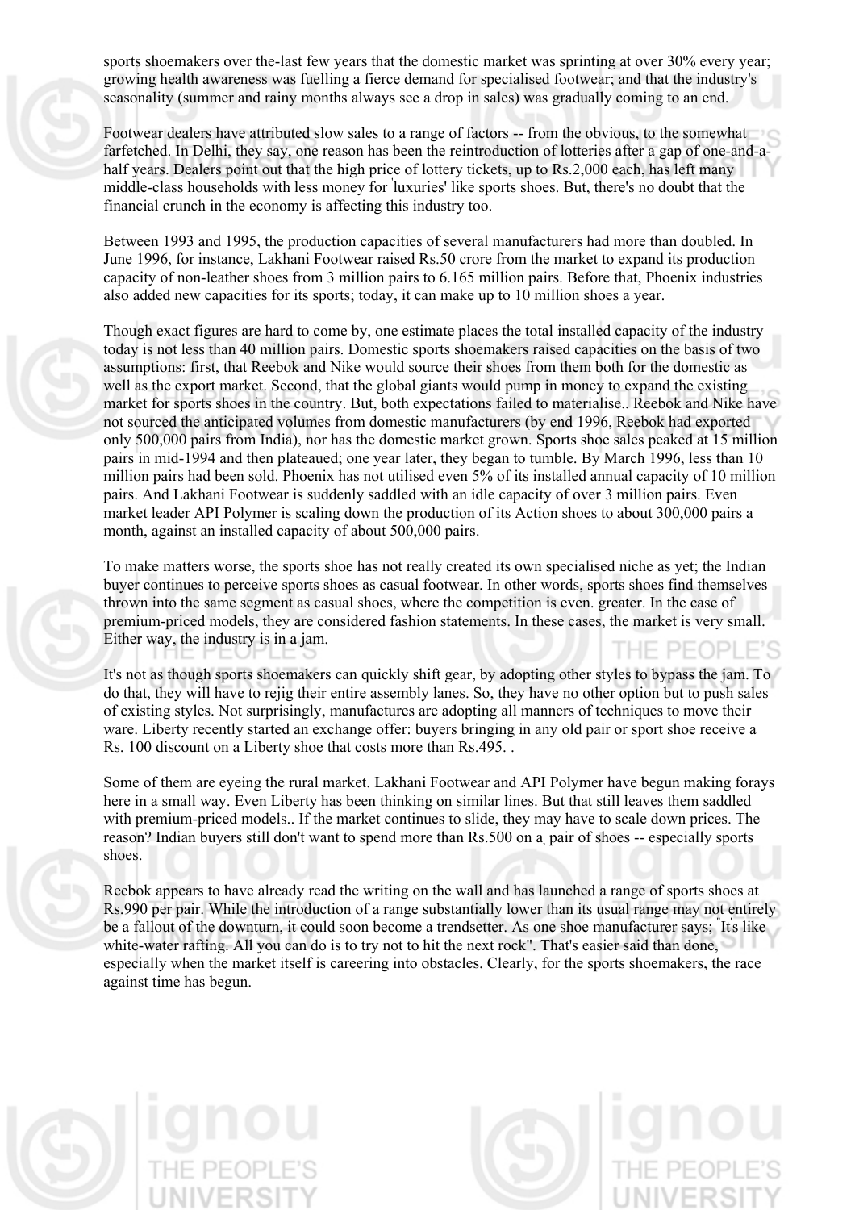sports shoemakers over the-last few years that the domestic market was sprinting at over 30% every year; growing health awareness was fuelling a fierce demand for specialised footwear; and that the industry's seasonality (summer and rainy months always see a drop in sales) was gradually coming to an end.

Footwear dealers have attributed slow sales to a range of factors -- from the obvious, to the somewhat farfetched. In Delhi, they say, one reason has been the reintroduction of lotteries after a gap of one-and-a-half years. Dealers point out that the high price of lottery tickets, up to Rs.2,000 each, has left many middle-class households with less money for 'luxuries' like sports shoes. But, there's no doubt that the financial crunch in the economy is affecting this industry too.

Between 1993 and 1995, the production capacities of several manufacturers had more than doubled. In June 1996, for instance, Lakhani Footwear raised Rs.50 crore from the market to expand its production capacity of non-leather shoes from 3 million pairs to 6.165 million pairs. Before that, Phoenix industries also added new capacities for its sports; today, it can make up to 10 million shoes a year.

Though exact figures are hard to come by, one estimate places the total installed capacity of the industry today is not less than 40 million pairs. Domestic sports shoemakers raised capacities on the basis of two assumptions: first, that Reebok and Nike would source their shoes from them both for the domestic as well as the export market. Second, that the global giants would pump in money to expand the existing market for sports shoes in the country. But, both expectations failed to materialise.. Reebok and Nike have not sourced the anticipated volumes from domestic manufacturers (by end 1996, Reebok had exported only 500,000 pairs from India), nor has the domestic market grown. Sports shoe sales peaked at 15 million pairs in mid-1994 and then plateaued; one year later, they began to tumble. By March 1996, less than 10 million pairs had been sold. Phoenix has not utilised even 5% of its installed annual capacity of 10 million pairs. And Lakhani Footwear is suddenly saddled with an idle capacity of over 3 million pairs. Even market leader API Polymer is scaling down the production of its Action shoes to about 300,000 pairs a month, against an installed capacity of about 500,000 pairs.

To make matters worse, the sports shoe has not really created its own specialised niche as yet; the Indian buyer continues to perceive sports shoes as casual footwear. In other words, sports shoes find themselves thrown into the same segment as casual shoes, where the competition is even. greater. In the case of premium-priced models, they are considered fashion statements. In these cases, the market is very small. Either way, the industry is in a jam.

It's not as though sports shoemakers can quickly shift gear, by adopting other styles to bypass the jam. To do that, they will have to rejig their entire assembly lanes. So, they have no other option but to push sales of existing styles. Not surprisingly, manufactures are adopting all manners of techniques to move their ware. Liberty recently started an exchange offer: buyers bringing in any old pair or sport shoe receive a Rs. 100 discount on a Liberty shoe that costs more than Rs.495. .

Some of them are eyeing the rural market. Lakhani Footwear and API Polymer have begun making forays here in a small way. Even Liberty has been thinking on similar lines. But that still leaves them saddled with premium-priced models.. If the market continues to slide, they may have to scale down prices. The reason? Indian buyers still don't want to spend more than Rs.500 on a pair of shoes -- especially sports shoes.

Reebok appears to have already read the writing on the wall and has launched a range of sports shoes at Rs.990 per pair. While the introduction of a range substantially lower than its usual range may not entirely be a fallout of the downturn, it could soon become a trendsetter. As one shoe manufacturer says; "It's like white-water rafting. All you can do is to try not to hit the next rock". That's easier said than done, especially when the market itself is careering into obstacles. Clearly, for the sports shoemakers, the race against time has begun.